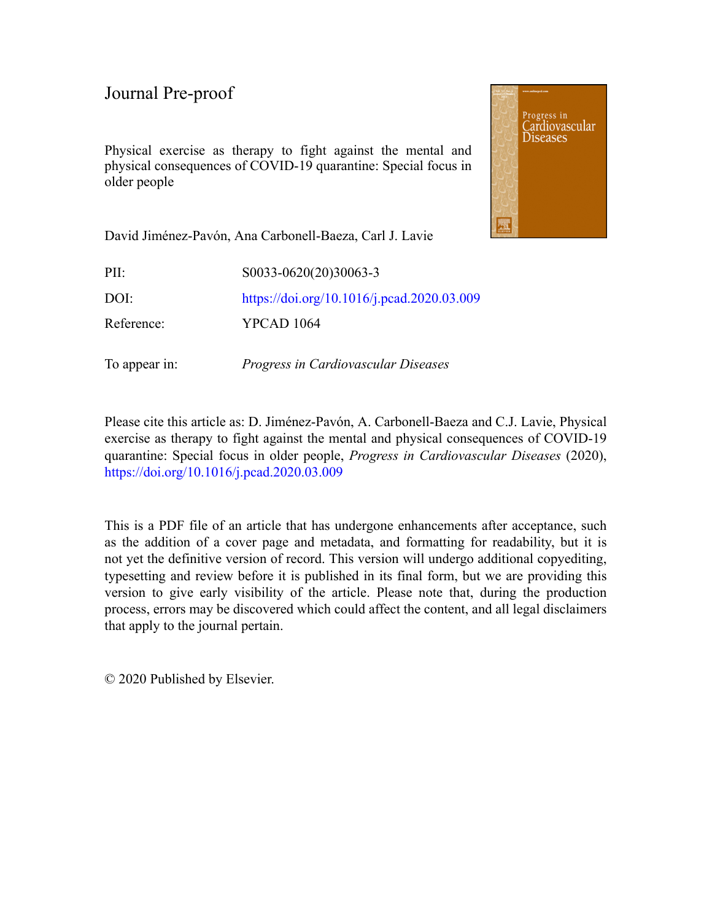Journal Pre-proof

Physical exercise as therapy to fight against the mental and physical consequences of COVID-19 quarantine: Special focus in older people

David Jiménez-Pavón, Ana Carbonell-Baeza, Carl J. Lavie

| | |
|---|---|
| PII: | S0033-0620(20)30063-3 |
| DOI: | https://doi.org/10.1016/j.pcad.2020.03.009 |
| Reference: | YPCAD 1064 |
| To appear in: | *Progress in Cardiovascular Diseases* |

Please cite this article as: D. Jiménez-Pavón, A. Carbonell-Baeza and C.J. Lavie, Physical exercise as therapy to fight against the mental and physical consequences of COVID-19 quarantine: Special focus in older people, *Progress in Cardiovascular Diseases* (2020), https://doi.org/10.1016/j.pcad.2020.03.009

This is a PDF file of an article that has undergone enhancements after acceptance, such as the addition of a cover page and metadata, and formatting for readability, but it is not yet the definitive version of record. This version will undergo additional copyediting, typesetting and review before it is published in its final form, but we are providing this version to give early visibility of the article. Please note that, during the production process, errors may be discovered which could affect the content, and all legal disclaimers that apply to the journal pertain.

© 2020 Published by Elsevier.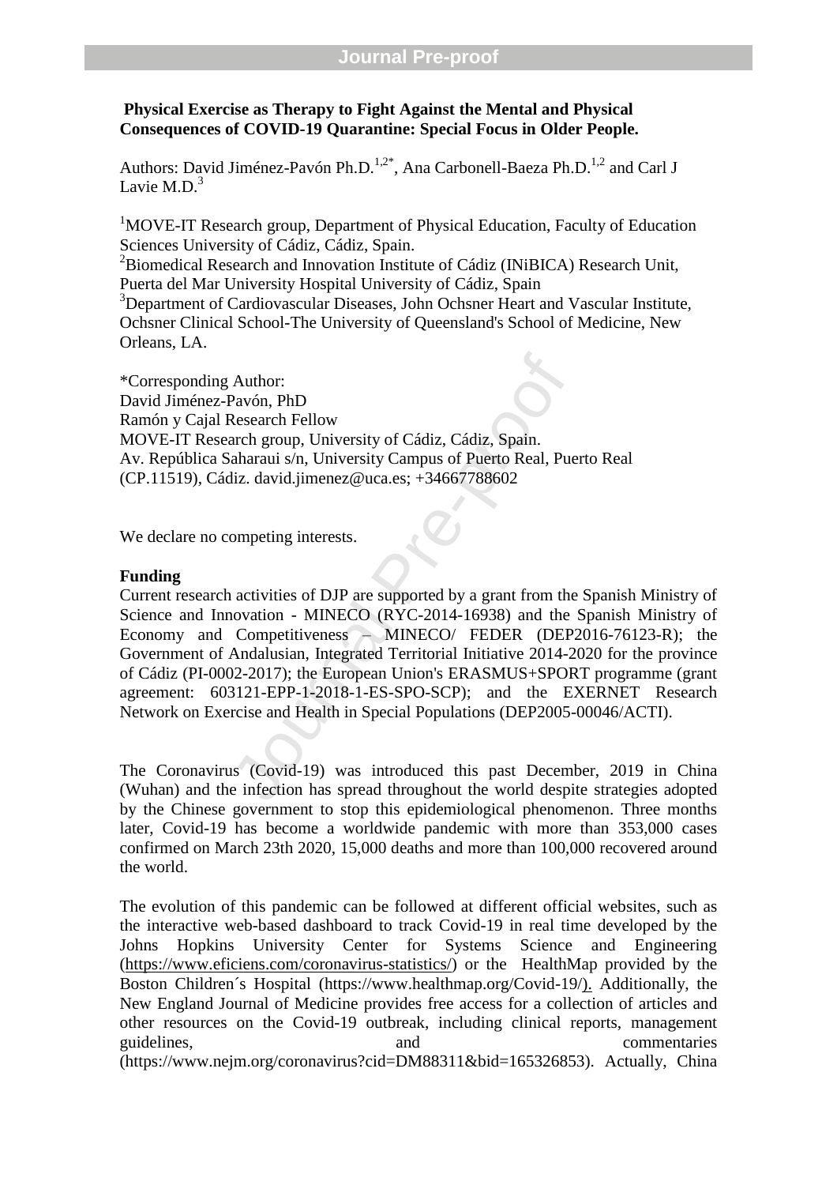**Physical Exercise as Therapy to Fight Against the Mental and Physical Consequences of COVID-19 Quarantine: Special Focus in Older People.**

Authors: David Jiménez-Pavón Ph.D.[1,2*], Ana Carbonell-Baeza Ph.D.[1,2] and Carl J Lavie M.D.[3]

[1]MOVE-IT Research group, Department of Physical Education, Faculty of Education Sciences University of Cádiz, Cádiz, Spain.
[2]Biomedical Research and Innovation Institute of Cádiz (INiBICA) Research Unit, Puerta del Mar University Hospital University of Cádiz, Spain
[3]Department of Cardiovascular Diseases, John Ochsner Heart and Vascular Institute, Ochsner Clinical School-The University of Queensland's School of Medicine, New Orleans, LA.

*Corresponding Author:
David Jiménez-Pavón, PhD
Ramón y Cajal Research Fellow
MOVE-IT Research group, University of Cádiz, Cádiz, Spain.
Av. República Saharaui s/n, University Campus of Puerto Real, Puerto Real (CP.11519), Cádiz. david.jimenez@uca.es; +34667788602

We declare no competing interests.

**Funding**

Current research activities of DJP are supported by a grant from the Spanish Ministry of Science and Innovation - MINECO (RYC-2014-16938) and the Spanish Ministry of Economy and Competitiveness – MINECO/ FEDER (DEP2016-76123-R); the Government of Andalusian, Integrated Territorial Initiative 2014-2020 for the province of Cádiz (PI-0002-2017); the European Union's ERASMUS+SPORT programme (grant agreement: 603121-EPP-1-2018-1-ES-SPO-SCP); and the EXERNET Research Network on Exercise and Health in Special Populations (DEP2005-00046/ACTI).

The Coronavirus (Covid-19) was introduced this past December, 2019 in China (Wuhan) and the infection has spread throughout the world despite strategies adopted by the Chinese government to stop this epidemiological phenomenon. Three months later, Covid-19 has become a worldwide pandemic with more than 353,000 cases confirmed on March 23th 2020, 15,000 deaths and more than 100,000 recovered around the world.

The evolution of this pandemic can be followed at different official websites, such as the interactive web-based dashboard to track Covid-19 in real time developed by the Johns Hopkins University Center for Systems Science and Engineering (https://www.eficiens.com/coronavirus-statistics/) or the HealthMap provided by the Boston Children´s Hospital (https://www.healthmap.org/Covid-19/). Additionally, the New England Journal of Medicine provides free access for a collection of articles and other resources on the Covid-19 outbreak, including clinical reports, management guidelines, and commentaries (https://www.nejm.org/coronavirus?cid=DM88311&bid=165326853). Actually, China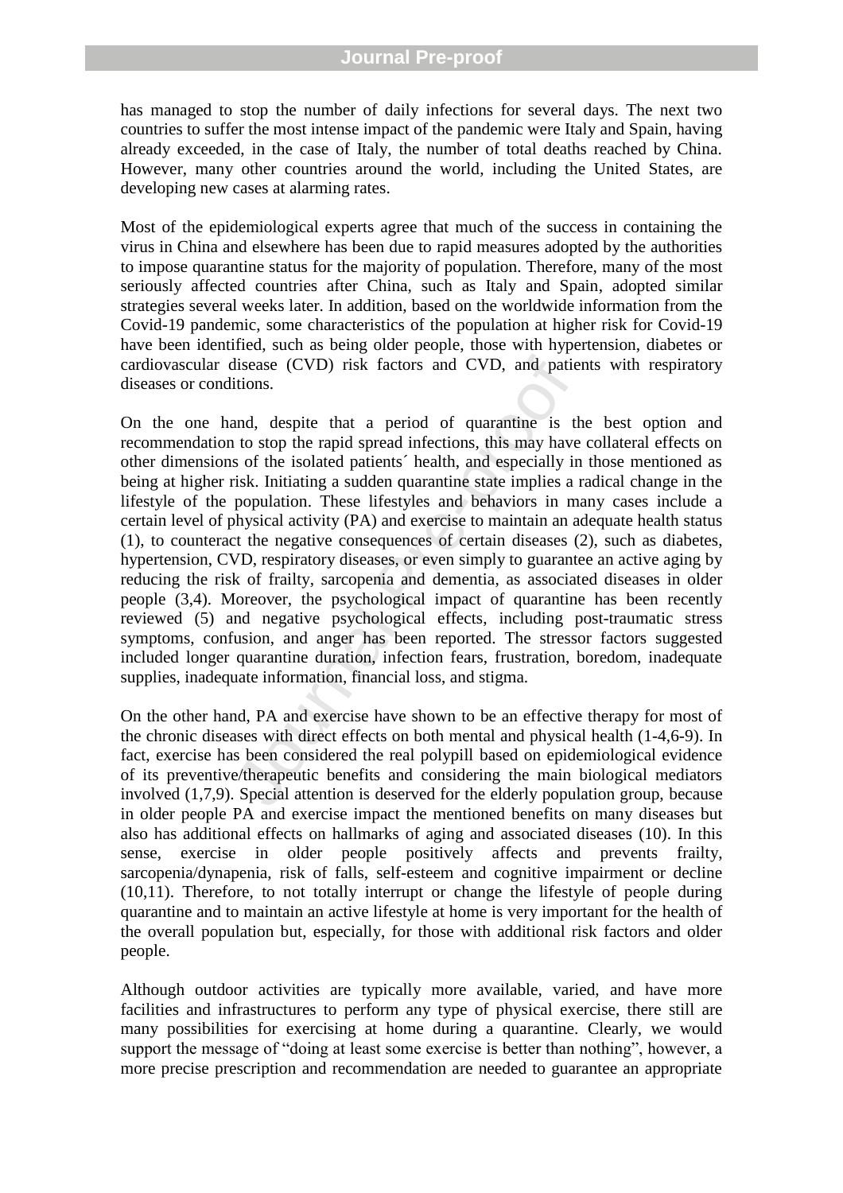has managed to stop the number of daily infections for several days. The next two countries to suffer the most intense impact of the pandemic were Italy and Spain, having already exceeded, in the case of Italy, the number of total deaths reached by China. However, many other countries around the world, including the United States, are developing new cases at alarming rates.

Most of the epidemiological experts agree that much of the success in containing the virus in China and elsewhere has been due to rapid measures adopted by the authorities to impose quarantine status for the majority of population. Therefore, many of the most seriously affected countries after China, such as Italy and Spain, adopted similar strategies several weeks later. In addition, based on the worldwide information from the Covid-19 pandemic, some characteristics of the population at higher risk for Covid-19 have been identified, such as being older people, those with hypertension, diabetes or cardiovascular disease (CVD) risk factors and CVD, and patients with respiratory diseases or conditions.

On the one hand, despite that a period of quarantine is the best option and recommendation to stop the rapid spread infections, this may have collateral effects on other dimensions of the isolated patients´ health, and especially in those mentioned as being at higher risk. Initiating a sudden quarantine state implies a radical change in the lifestyle of the population. These lifestyles and behaviors in many cases include a certain level of physical activity (PA) and exercise to maintain an adequate health status (1), to counteract the negative consequences of certain diseases (2), such as diabetes, hypertension, CVD, respiratory diseases, or even simply to guarantee an active aging by reducing the risk of frailty, sarcopenia and dementia, as associated diseases in older people (3,4). Moreover, the psychological impact of quarantine has been recently reviewed (5) and negative psychological effects, including post-traumatic stress symptoms, confusion, and anger has been reported. The stressor factors suggested included longer quarantine duration, infection fears, frustration, boredom, inadequate supplies, inadequate information, financial loss, and stigma.

On the other hand, PA and exercise have shown to be an effective therapy for most of the chronic diseases with direct effects on both mental and physical health (1-4,6-9). In fact, exercise has been considered the real polypill based on epidemiological evidence of its preventive/therapeutic benefits and considering the main biological mediators involved (1,7,9). Special attention is deserved for the elderly population group, because in older people PA and exercise impact the mentioned benefits on many diseases but also has additional effects on hallmarks of aging and associated diseases (10). In this sense, exercise in older people positively affects and prevents frailty, sarcopenia/dynapenia, risk of falls, self-esteem and cognitive impairment or decline (10,11). Therefore, to not totally interrupt or change the lifestyle of people during quarantine and to maintain an active lifestyle at home is very important for the health of the overall population but, especially, for those with additional risk factors and older people.

Although outdoor activities are typically more available, varied, and have more facilities and infrastructures to perform any type of physical exercise, there still are many possibilities for exercising at home during a quarantine. Clearly, we would support the message of "doing at least some exercise is better than nothing", however, a more precise prescription and recommendation are needed to guarantee an appropriate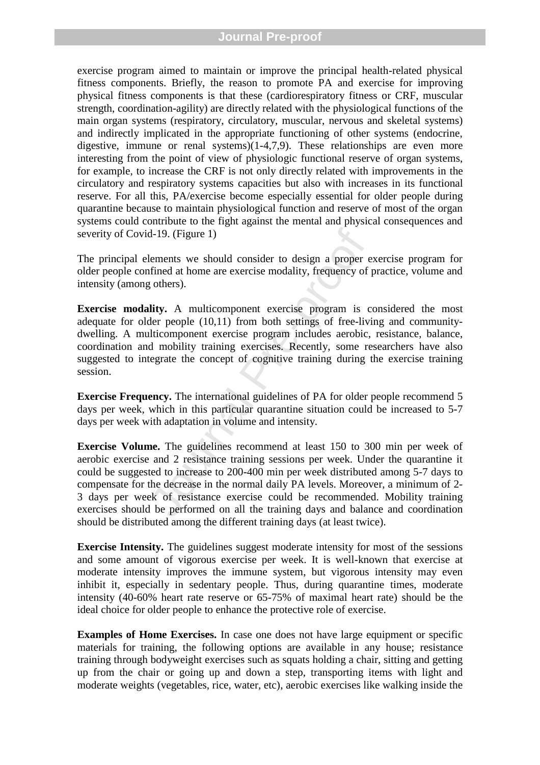exercise program aimed to maintain or improve the principal health-related physical fitness components. Briefly, the reason to promote PA and exercise for improving physical fitness components is that these (cardiorespiratory fitness or CRF, muscular strength, coordination-agility) are directly related with the physiological functions of the main organ systems (respiratory, circulatory, muscular, nervous and skeletal systems) and indirectly implicated in the appropriate functioning of other systems (endocrine, digestive, immune or renal systems)(1-4,7,9). These relationships are even more interesting from the point of view of physiologic functional reserve of organ systems, for example, to increase the CRF is not only directly related with improvements in the circulatory and respiratory systems capacities but also with increases in its functional reserve. For all this, PA/exercise become especially essential for older people during quarantine because to maintain physiological function and reserve of most of the organ systems could contribute to the fight against the mental and physical consequences and severity of Covid-19. (Figure 1)

The principal elements we should consider to design a proper exercise program for older people confined at home are exercise modality, frequency of practice, volume and intensity (among others).

**Exercise modality.** A multicomponent exercise program is considered the most adequate for older people (10,11) from both settings of free-living and community-dwelling. A multicomponent exercise program includes aerobic, resistance, balance, coordination and mobility training exercises. Recently, some researchers have also suggested to integrate the concept of cognitive training during the exercise training session.

**Exercise Frequency.** The international guidelines of PA for older people recommend 5 days per week, which in this particular quarantine situation could be increased to 5-7 days per week with adaptation in volume and intensity.

**Exercise Volume.** The guidelines recommend at least 150 to 300 min per week of aerobic exercise and 2 resistance training sessions per week. Under the quarantine it could be suggested to increase to 200-400 min per week distributed among 5-7 days to compensate for the decrease in the normal daily PA levels. Moreover, a minimum of 2-3 days per week of resistance exercise could be recommended. Mobility training exercises should be performed on all the training days and balance and coordination should be distributed among the different training days (at least twice).

**Exercise Intensity.** The guidelines suggest moderate intensity for most of the sessions and some amount of vigorous exercise per week. It is well-known that exercise at moderate intensity improves the immune system, but vigorous intensity may even inhibit it, especially in sedentary people. Thus, during quarantine times, moderate intensity (40-60% heart rate reserve or 65-75% of maximal heart rate) should be the ideal choice for older people to enhance the protective role of exercise.

**Examples of Home Exercises.** In case one does not have large equipment or specific materials for training, the following options are available in any house; resistance training through bodyweight exercises such as squats holding a chair, sitting and getting up from the chair or going up and down a step, transporting items with light and moderate weights (vegetables, rice, water, etc), aerobic exercises like walking inside the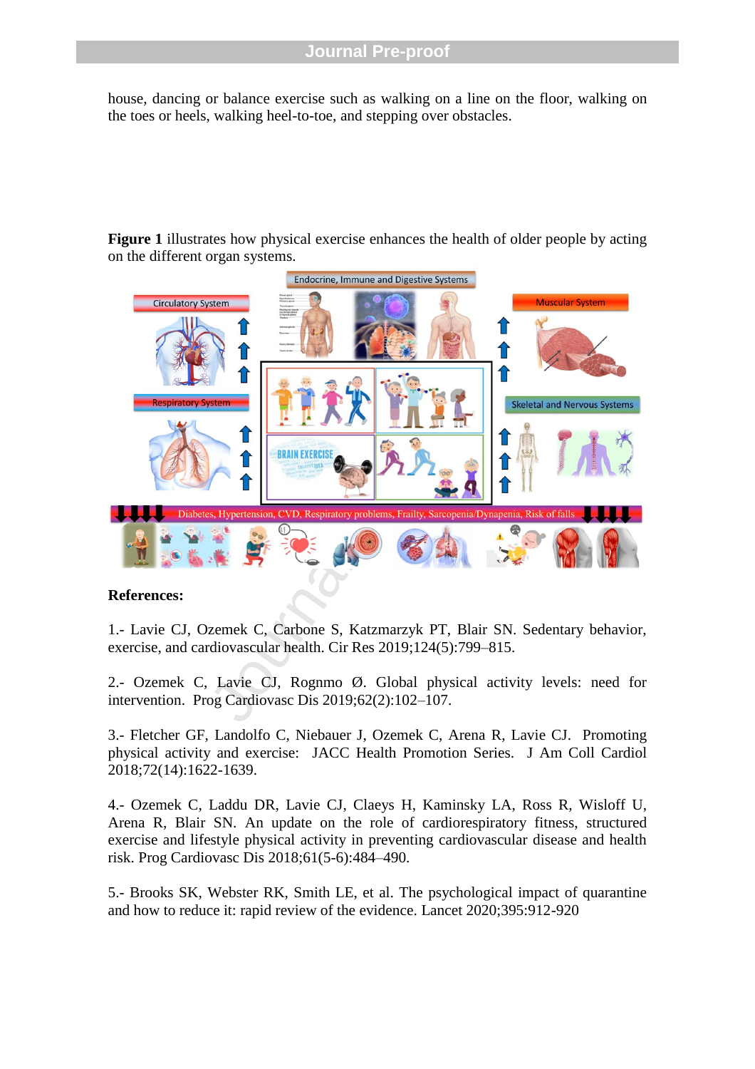house, dancing or balance exercise such as walking on a line on the floor, walking on the toes or heels, walking heel-to-toe, and stepping over obstacles.

**Figure 1** illustrates how physical exercise enhances the health of older people by acting on the different organ systems.

**References:**

1.- Lavie CJ, Ozemek C, Carbone S, Katzmarzyk PT, Blair SN. Sedentary behavior, exercise, and cardiovascular health. Cir Res 2019;124(5):799–815.

2.- Ozemek C, Lavie CJ, Rognmo Ø. Global physical activity levels: need for intervention. Prog Cardiovasc Dis 2019;62(2):102–107.

3.- Fletcher GF, Landolfo C, Niebauer J, Ozemek C, Arena R, Lavie CJ. Promoting physical activity and exercise: JACC Health Promotion Series. J Am Coll Cardiol 2018;72(14):1622-1639.

4.- Ozemek C, Laddu DR, Lavie CJ, Claeys H, Kaminsky LA, Ross R, Wisloff U, Arena R, Blair SN. An update on the role of cardiorespiratory fitness, structured exercise and lifestyle physical activity in preventing cardiovascular disease and health risk. Prog Cardiovasc Dis 2018;61(5-6):484–490.

5.- Brooks SK, Webster RK, Smith LE, et al. The psychological impact of quarantine and how to reduce it: rapid review of the evidence. Lancet 2020;395:912-920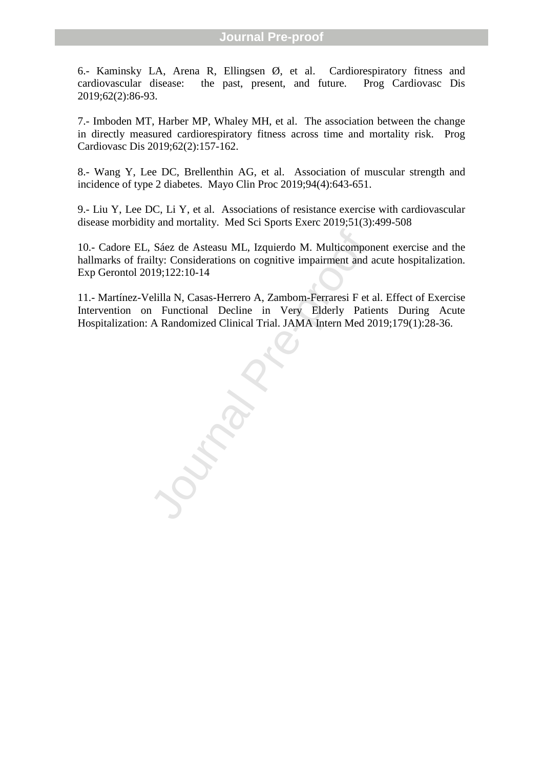6.- Kaminsky LA, Arena R, Ellingsen Ø, et al. Cardiorespiratory fitness and cardiovascular disease: the past, present, and future. Prog Cardiovasc Dis 2019;62(2):86-93.

7.- Imboden MT, Harber MP, Whaley MH, et al. The association between the change in directly measured cardiorespiratory fitness across time and mortality risk. Prog Cardiovasc Dis 2019;62(2):157-162.

8.- Wang Y, Lee DC, Brellenthin AG, et al. Association of muscular strength and incidence of type 2 diabetes. Mayo Clin Proc 2019;94(4):643-651.

9.- Liu Y, Lee DC, Li Y, et al. Associations of resistance exercise with cardiovascular disease morbidity and mortality. Med Sci Sports Exerc 2019;51(3):499-508

10.- Cadore EL, Sáez de Asteasu ML, Izquierdo M. Multicomponent exercise and the hallmarks of frailty: Considerations on cognitive impairment and acute hospitalization. Exp Gerontol 2019;122:10-14

11.- Martínez-Velilla N, Casas-Herrero A, Zambom-Ferraresi F et al. Effect of Exercise Intervention on Functional Decline in Very Elderly Patients During Acute Hospitalization: A Randomized Clinical Trial. JAMA Intern Med 2019;179(1):28-36.